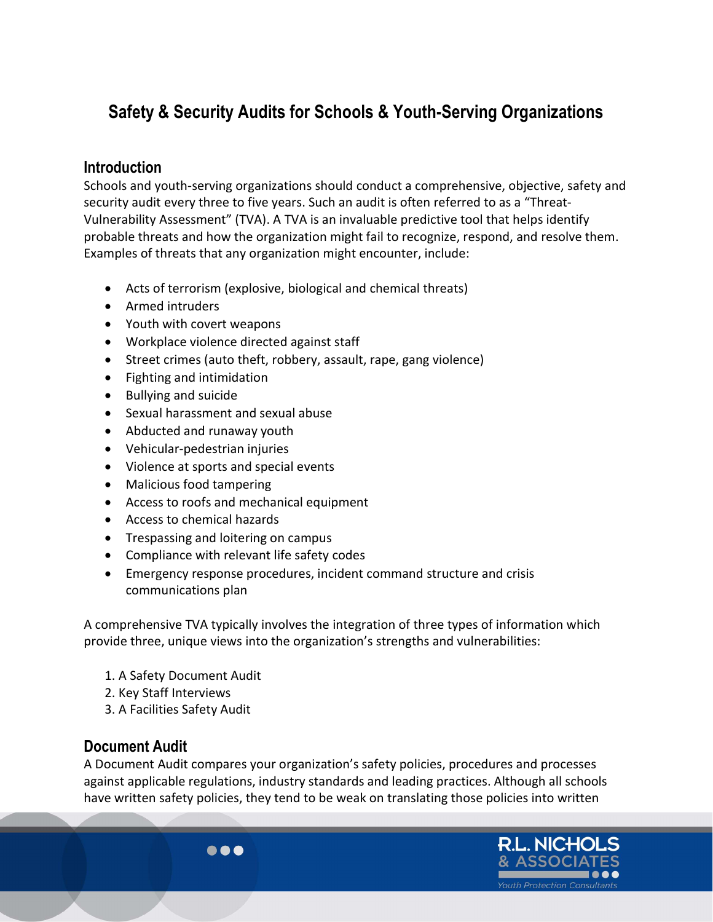# Safety & Security Audits for Schools & Youth-Serving Organizations

## Introduction

Schools and youth-serving organizations should conduct a comprehensive, objective, safety and security audit every three to five years. Such an audit is often referred to as a "Threat-Vulnerability Assessment" (TVA). A TVA is an invaluable predictive tool that helps identify probable threats and how the organization might fail to recognize, respond, and resolve them. Examples of threats that any organization might encounter, include:

- Acts of terrorism (explosive, biological and chemical threats)
- Armed intruders
- Youth with covert weapons
- Workplace violence directed against staff
- Street crimes (auto theft, robbery, assault, rape, gang violence)
- Fighting and intimidation
- Bullying and suicide
- Sexual harassment and sexual abuse
- Abducted and runaway youth
- Vehicular-pedestrian injuries
- Violence at sports and special events
- Malicious food tampering
- Access to roofs and mechanical equipment
- Access to chemical hazards
- Trespassing and loitering on campus
- Compliance with relevant life safety codes
- Emergency response procedures, incident command structure and crisis communications plan

A comprehensive TVA typically involves the integration of three types of information which provide three, unique views into the organization's strengths and vulnerabilities:

1. A Safety Document Audit
2. Key Staff Interviews
3. A Facilities Safety Audit

## Document Audit

A Document Audit compares your organization's safety policies, procedures and processes against applicable regulations, industry standards and leading practices. Although all schools have written safety policies, they tend to be weak on translating those policies into written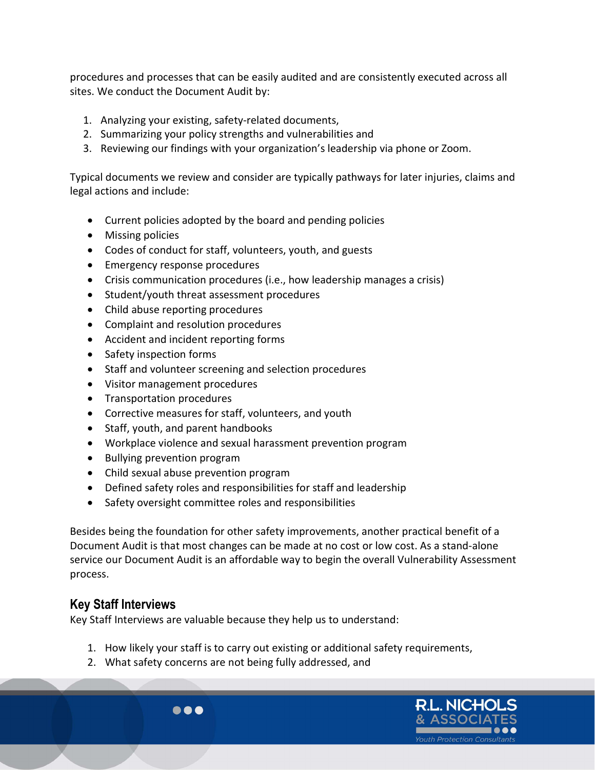procedures and processes that can be easily audited and are consistently executed across all sites. We conduct the Document Audit by:

1. Analyzing your existing, safety-related documents,
2. Summarizing your policy strengths and vulnerabilities and
3. Reviewing our findings with your organization's leadership via phone or Zoom.

Typical documents we review and consider are typically pathways for later injuries, claims and legal actions and include:

- Current policies adopted by the board and pending policies
- Missing policies
- Codes of conduct for staff, volunteers, youth, and guests
- Emergency response procedures
- Crisis communication procedures (i.e., how leadership manages a crisis)
- Student/youth threat assessment procedures
- Child abuse reporting procedures
- Complaint and resolution procedures
- Accident and incident reporting forms
- Safety inspection forms
- Staff and volunteer screening and selection procedures
- Visitor management procedures
- Transportation procedures
- Corrective measures for staff, volunteers, and youth
- Staff, youth, and parent handbooks
- Workplace violence and sexual harassment prevention program
- Bullying prevention program
- Child sexual abuse prevention program
- Defined safety roles and responsibilities for staff and leadership
- Safety oversight committee roles and responsibilities

Besides being the foundation for other safety improvements, another practical benefit of a Document Audit is that most changes can be made at no cost or low cost. As a stand-alone service our Document Audit is an affordable way to begin the overall Vulnerability Assessment process.

## Key Staff Interviews

Key Staff Interviews are valuable because they help us to understand:

1. How likely your staff is to carry out existing or additional safety requirements,
2. What safety concerns are not being fully addressed, and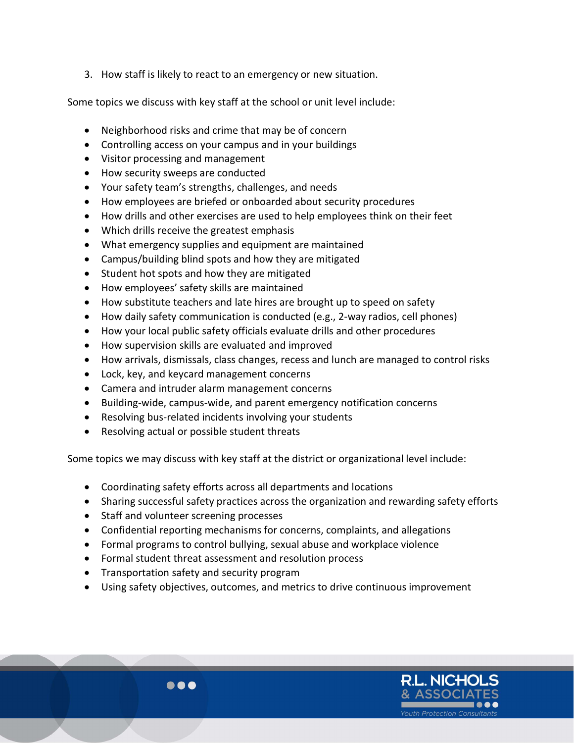3. How staff is likely to react to an emergency or new situation.

Some topics we discuss with key staff at the school or unit level include:

- Neighborhood risks and crime that may be of concern
- Controlling access on your campus and in your buildings
- Visitor processing and management
- How security sweeps are conducted
- Your safety team's strengths, challenges, and needs
- How employees are briefed or onboarded about security procedures
- How drills and other exercises are used to help employees think on their feet
- Which drills receive the greatest emphasis
- What emergency supplies and equipment are maintained
- Campus/building blind spots and how they are mitigated
- Student hot spots and how they are mitigated
- How employees' safety skills are maintained
- How substitute teachers and late hires are brought up to speed on safety
- How daily safety communication is conducted (e.g., 2-way radios, cell phones)
- How your local public safety officials evaluate drills and other procedures
- How supervision skills are evaluated and improved
- How arrivals, dismissals, class changes, recess and lunch are managed to control risks
- Lock, key, and keycard management concerns
- Camera and intruder alarm management concerns
- Building-wide, campus-wide, and parent emergency notification concerns
- Resolving bus-related incidents involving your students
- Resolving actual or possible student threats

Some topics we may discuss with key staff at the district or organizational level include:

- Coordinating safety efforts across all departments and locations
- Sharing successful safety practices across the organization and rewarding safety efforts
- Staff and volunteer screening processes
- Confidential reporting mechanisms for concerns, complaints, and allegations
- Formal programs to control bullying, sexual abuse and workplace violence
- Formal student threat assessment and resolution process
- Transportation safety and security program
- Using safety objectives, outcomes, and metrics to drive continuous improvement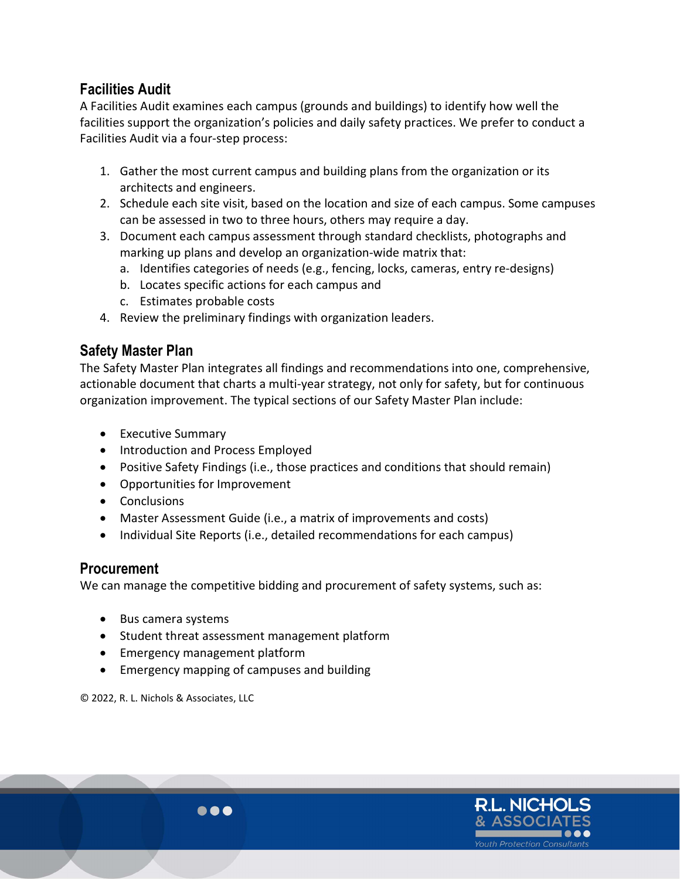## Facilities Audit

A Facilities Audit examines each campus (grounds and buildings) to identify how well the facilities support the organization's policies and daily safety practices. We prefer to conduct a Facilities Audit via a four-step process:

1. Gather the most current campus and building plans from the organization or its architects and engineers.
2. Schedule each site visit, based on the location and size of each campus. Some campuses can be assessed in two to three hours, others may require a day.
3. Document each campus assessment through standard checklists, photographs and marking up plans and develop an organization-wide matrix that:
   a. Identifies categories of needs (e.g., fencing, locks, cameras, entry re-designs)
   b. Locates specific actions for each campus and
   c. Estimates probable costs
4. Review the preliminary findings with organization leaders.

## Safety Master Plan

The Safety Master Plan integrates all findings and recommendations into one, comprehensive, actionable document that charts a multi-year strategy, not only for safety, but for continuous organization improvement. The typical sections of our Safety Master Plan include:

- Executive Summary
- Introduction and Process Employed
- Positive Safety Findings (i.e., those practices and conditions that should remain)
- Opportunities for Improvement
- Conclusions
- Master Assessment Guide (i.e., a matrix of improvements and costs)
- Individual Site Reports (i.e., detailed recommendations for each campus)

## Procurement

We can manage the competitive bidding and procurement of safety systems, such as:

- Bus camera systems
- Student threat assessment management platform
- Emergency management platform
- Emergency mapping of campuses and building

© 2022, R. L. Nichols & Associates, LLC